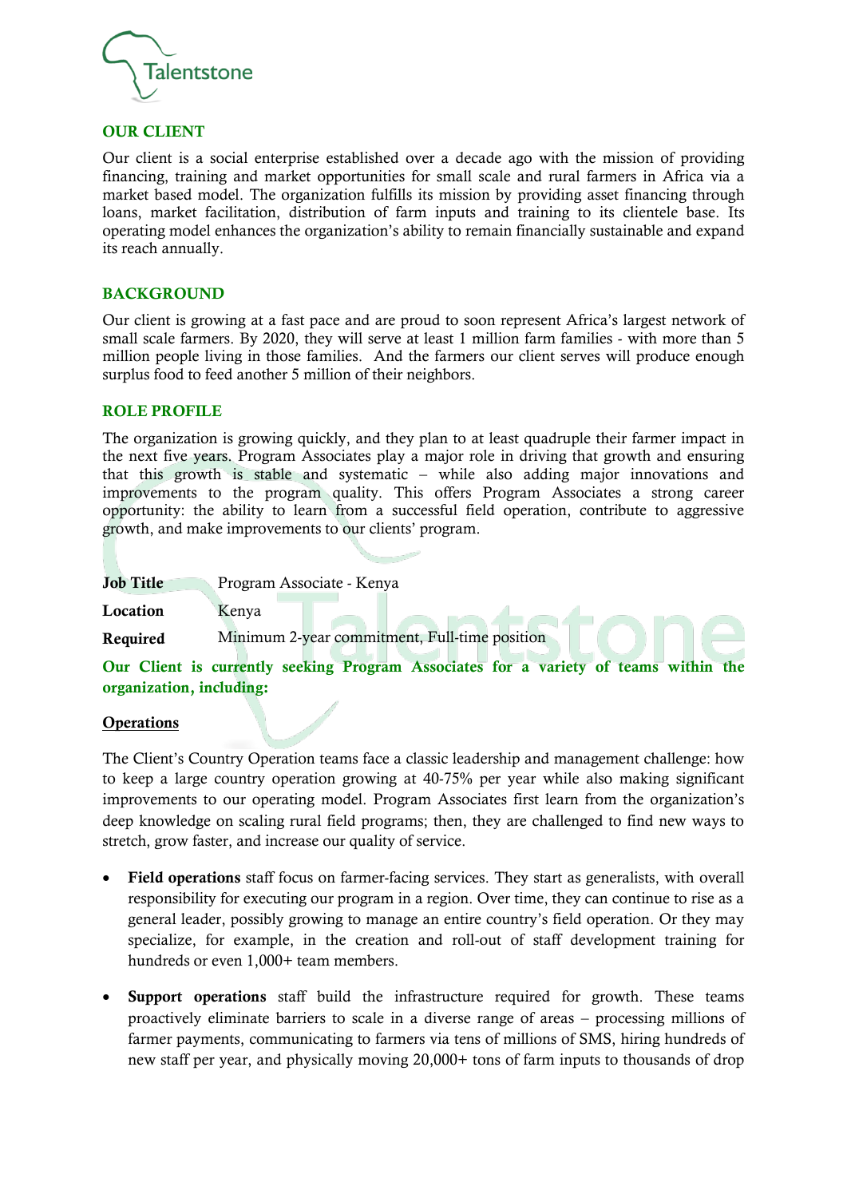**Talentstone**

## OUR CLIENT

Our client is a social enterprise established over a decade ago with the mission of providing financing, training and market opportunities for small scale and rural farmers in Africa via a market based model. The organization fulfills its mission by providing asset financing through loans, market facilitation, distribution of farm inputs and training to its clientele base. Its operating model enhances the organization's ability to remain financially sustainable and expand its reach annually.

## BACKGROUND

Our client is growing at a fast pace and are proud to soon represent Africa's largest network of small scale farmers. By 2020, they will serve at least 1 million farm families - with more than 5 million people living in those families. And the farmers our client serves will produce enough surplus food to feed another 5 million of their neighbors.

## ROLE PROFILE

The organization is growing quickly, and they plan to at least quadruple their farmer impact in the next five years. Program Associates play a major role in driving that growth and ensuring that this growth is stable and systematic – while also adding major innovations and improvements to the program quality. This offers Program Associates a strong career opportunity: the ability to learn from a successful field operation, contribute to aggressive growth, and make improvements to our clients' program.

| | |
|---|---|
| **Job Title** | Program Associate - Kenya |
| **Location** | Kenya |
| **Required** | Minimum 2-year commitment, Full-time position |

**Our Client is currently seeking Program Associates for a variety of teams within the organization, including:**

### Operations

The Client's Country Operation teams face a classic leadership and management challenge: how to keep a large country operation growing at 40-75% per year while also making significant improvements to our operating model. Program Associates first learn from the organization's deep knowledge on scaling rural field programs; then, they are challenged to find new ways to stretch, grow faster, and increase our quality of service.

- **Field operations** staff focus on farmer-facing services. They start as generalists, with overall responsibility for executing our program in a region. Over time, they can continue to rise as a general leader, possibly growing to manage an entire country's field operation. Or they may specialize, for example, in the creation and roll-out of staff development training for hundreds or even 1,000+ team members.
- **Support operations** staff build the infrastructure required for growth. These teams proactively eliminate barriers to scale in a diverse range of areas – processing millions of farmer payments, communicating to farmers via tens of millions of SMS, hiring hundreds of new staff per year, and physically moving 20,000+ tons of farm inputs to thousands of drop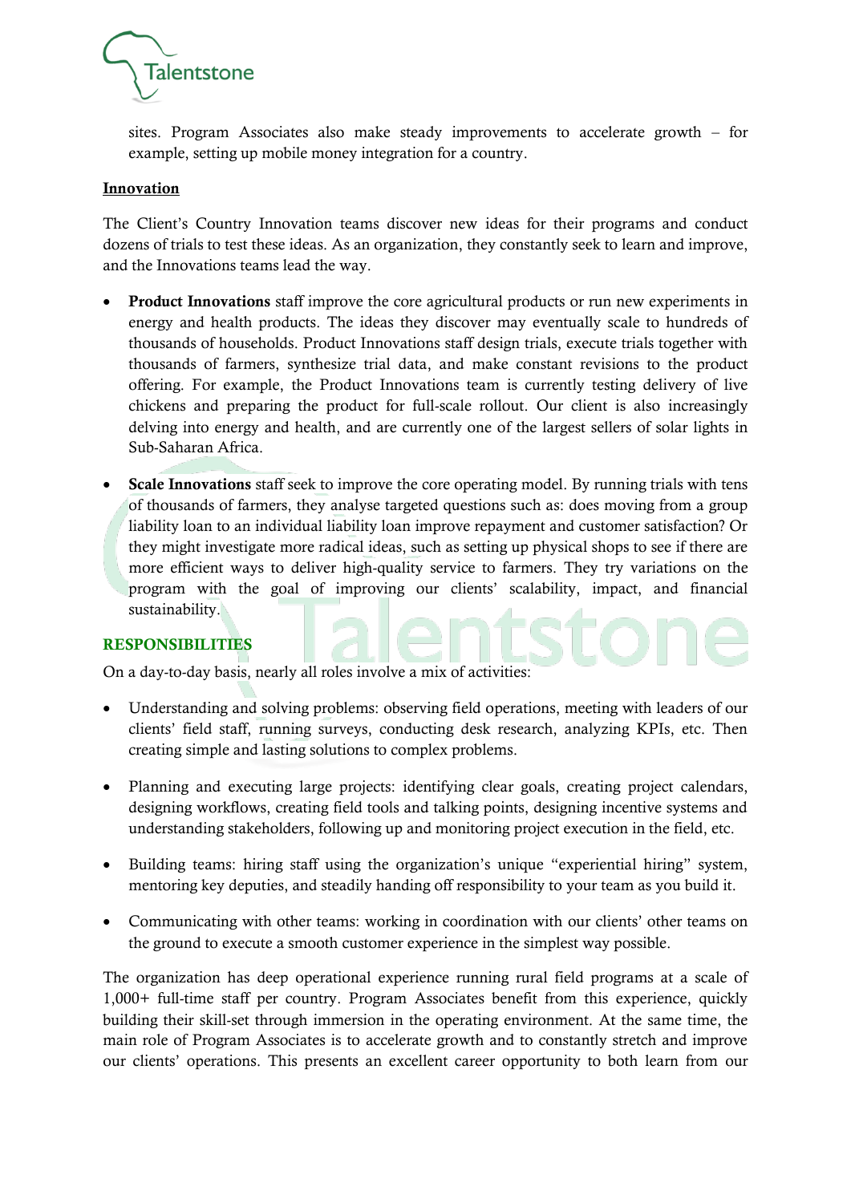sites. Program Associates also make steady improvements to accelerate growth – for example, setting up mobile money integration for a country.

**Innovation**

The Client's Country Innovation teams discover new ideas for their programs and conduct dozens of trials to test these ideas. As an organization, they constantly seek to learn and improve, and the Innovations teams lead the way.

- **Product Innovations** staff improve the core agricultural products or run new experiments in energy and health products. The ideas they discover may eventually scale to hundreds of thousands of households. Product Innovations staff design trials, execute trials together with thousands of farmers, synthesize trial data, and make constant revisions to the product offering. For example, the Product Innovations team is currently testing delivery of live chickens and preparing the product for full-scale rollout. Our client is also increasingly delving into energy and health, and are currently one of the largest sellers of solar lights in Sub-Saharan Africa.

- **Scale Innovations** staff seek to improve the core operating model. By running trials with tens of thousands of farmers, they analyse targeted questions such as: does moving from a group liability loan to an individual liability loan improve repayment and customer satisfaction? Or they might investigate more radical ideas, such as setting up physical shops to see if there are more efficient ways to deliver high-quality service to farmers. They try variations on the program with the goal of improving our clients' scalability, impact, and financial sustainability.

## RESPONSIBILITIES

On a day-to-day basis, nearly all roles involve a mix of activities:

- Understanding and solving problems: observing field operations, meeting with leaders of our clients' field staff, running surveys, conducting desk research, analyzing KPIs, etc. Then creating simple and lasting solutions to complex problems.

- Planning and executing large projects: identifying clear goals, creating project calendars, designing workflows, creating field tools and talking points, designing incentive systems and understanding stakeholders, following up and monitoring project execution in the field, etc.

- Building teams: hiring staff using the organization's unique "experiential hiring" system, mentoring key deputies, and steadily handing off responsibility to your team as you build it.

- Communicating with other teams: working in coordination with our clients' other teams on the ground to execute a smooth customer experience in the simplest way possible.

The organization has deep operational experience running rural field programs at a scale of 1,000+ full-time staff per country. Program Associates benefit from this experience, quickly building their skill-set through immersion in the operating environment. At the same time, the main role of Program Associates is to accelerate growth and to constantly stretch and improve our clients' operations. This presents an excellent career opportunity to both learn from our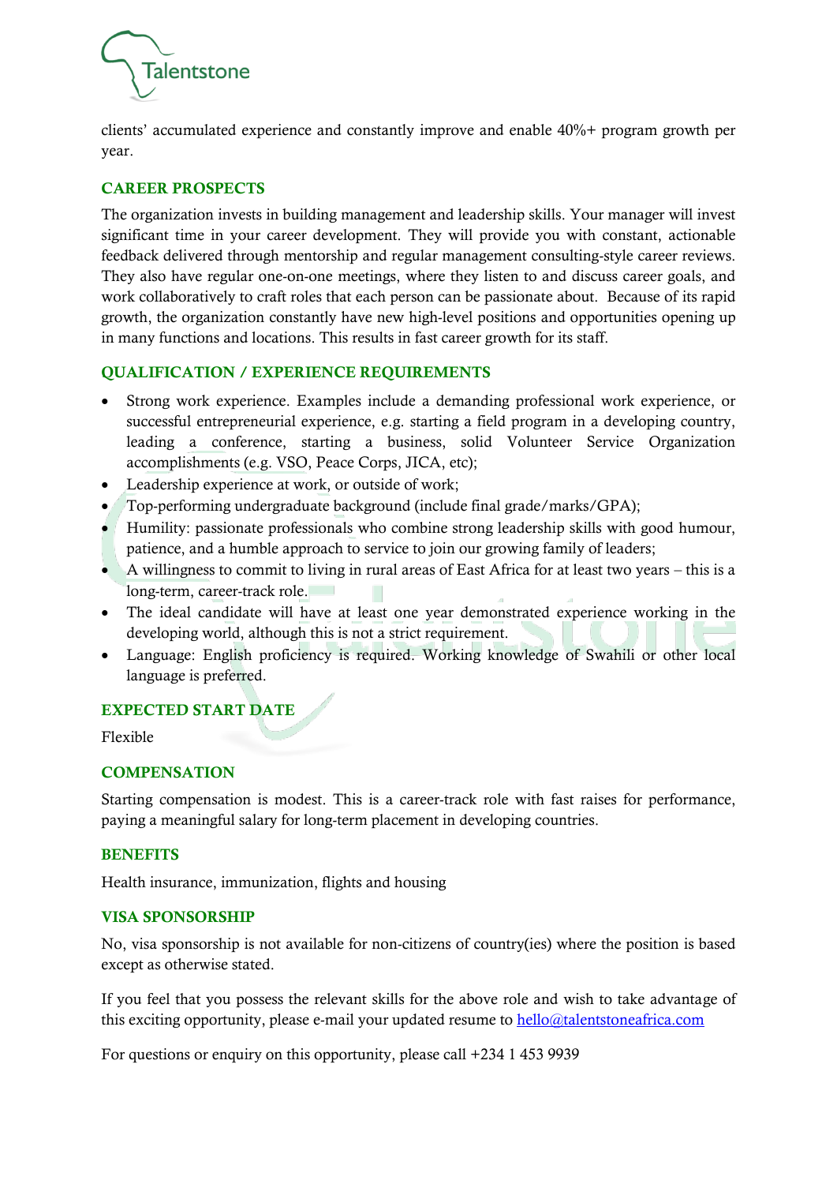clients' accumulated experience and constantly improve and enable 40%+ program growth per year.

## CAREER PROSPECTS

The organization invests in building management and leadership skills. Your manager will invest significant time in your career development. They will provide you with constant, actionable feedback delivered through mentorship and regular management consulting-style career reviews. They also have regular one-on-one meetings, where they listen to and discuss career goals, and work collaboratively to craft roles that each person can be passionate about. Because of its rapid growth, the organization constantly have new high-level positions and opportunities opening up in many functions and locations. This results in fast career growth for its staff.

## QUALIFICATION / EXPERIENCE REQUIREMENTS

- Strong work experience. Examples include a demanding professional work experience, or successful entrepreneurial experience, e.g. starting a field program in a developing country, leading a conference, starting a business, solid Volunteer Service Organization accomplishments (e.g. VSO, Peace Corps, JICA, etc);
- Leadership experience at work, or outside of work;
- Top-performing undergraduate background (include final grade/marks/GPA);
- Humility: passionate professionals who combine strong leadership skills with good humour, patience, and a humble approach to service to join our growing family of leaders;
- A willingness to commit to living in rural areas of East Africa for at least two years – this is a long-term, career-track role.
- The ideal candidate will have at least one year demonstrated experience working in the developing world, although this is not a strict requirement.
- Language: English proficiency is required. Working knowledge of Swahili or other local language is preferred.

## EXPECTED START DATE

Flexible

## COMPENSATION

Starting compensation is modest. This is a career-track role with fast raises for performance, paying a meaningful salary for long-term placement in developing countries.

## BENEFITS

Health insurance, immunization, flights and housing

## VISA SPONSORSHIP

No, visa sponsorship is not available for non-citizens of country(ies) where the position is based except as otherwise stated.

If you feel that you possess the relevant skills for the above role and wish to take advantage of this exciting opportunity, please e-mail your updated resume to hello@talentstoneafrica.com

For questions or enquiry on this opportunity, please call +234 1 453 9939